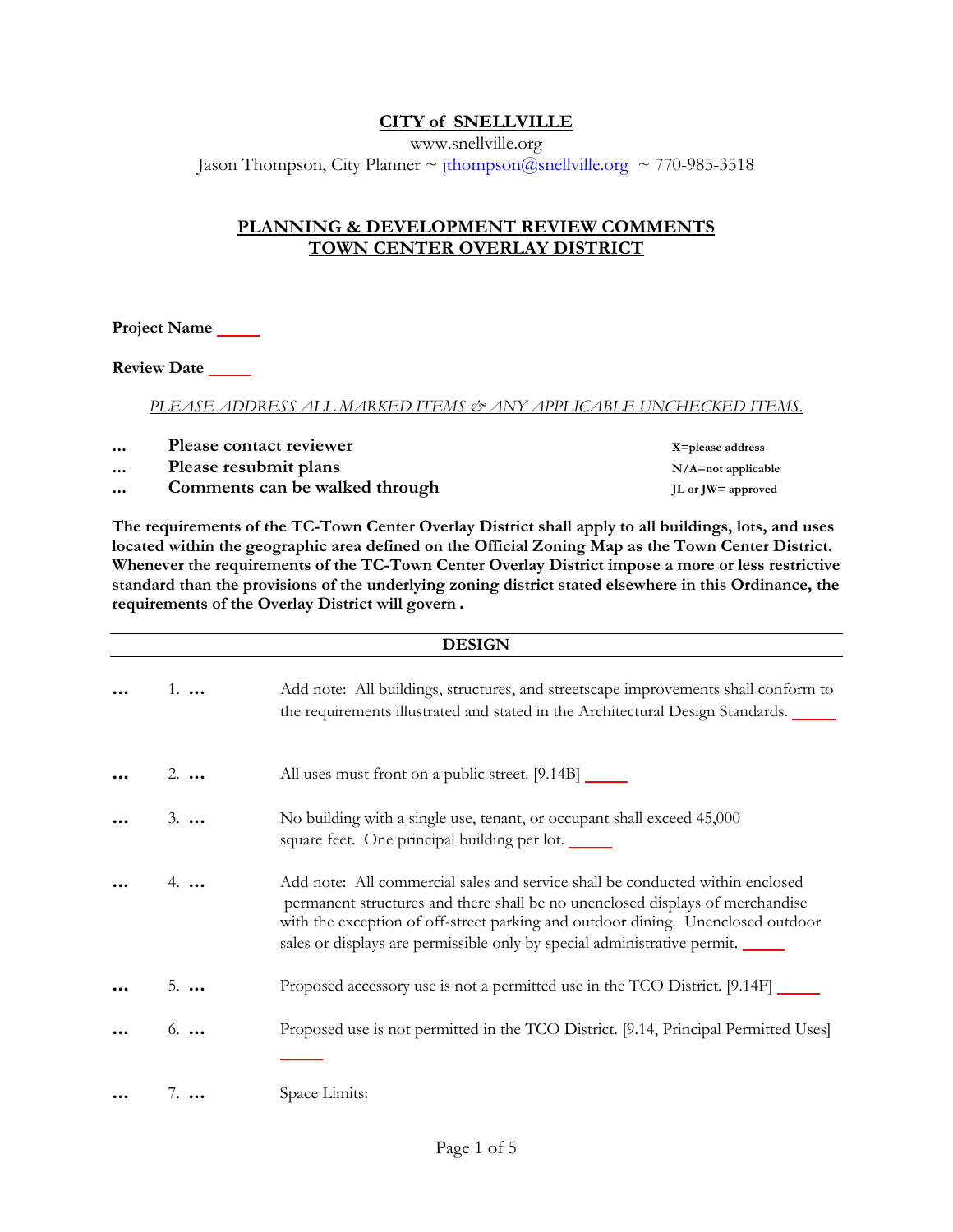**CITY of SNELLVILLE**

www.snellville.org

Jason Thompson, City Planner ~ jthompson@snellville.org ~ 770-985-3518

## PLANNING & DEVELOPMENT REVIEW COMMENTS
## TOWN CENTER OVERLAY DISTRICT

**Project Name** _____

**Review Date** _____

*PLEASE ADDRESS ALL MARKED ITEMS & ANY APPLICABLE UNCHECKED ITEMS.*

| | | |
|---|---|---|
| … | **Please contact reviewer** | **X=please address** |
| … | **Please resubmit plans** | **N/A=not applicable** |
| … | **Comments can be walked through** | **JL or JW= approved** |

**The requirements of the TC-Town Center Overlay District shall apply to all buildings, lots, and uses located within the geographic area defined on the Official Zoning Map as the Town Center District. Whenever the requirements of the TC-Town Center Overlay District impose a more or less restrictive standard than the provisions of the underlying zoning district stated elsewhere in this Ordinance, the requirements of the Overlay District will govern .**

### DESIGN

… 1. … Add note: All buildings, structures, and streetscape improvements shall conform to the requirements illustrated and stated in the Architectural Design Standards. _____

… 2. … All uses must front on a public street. [9.14B] _____

… 3. … No building with a single use, tenant, or occupant shall exceed 45,000 square feet. One principal building per lot. _____

… 4. … Add note: All commercial sales and service shall be conducted within enclosed permanent structures and there shall be no unenclosed displays of merchandise with the exception of off-street parking and outdoor dining. Unenclosed outdoor sales or displays are permissible only by special administrative permit. _____

… 5. … Proposed accessory use is not a permitted use in the TCO District. [9.14F] _____

… 6. … Proposed use is not permitted in the TCO District. [9.14, Principal Permitted Uses] _____

… 7. … Space Limits: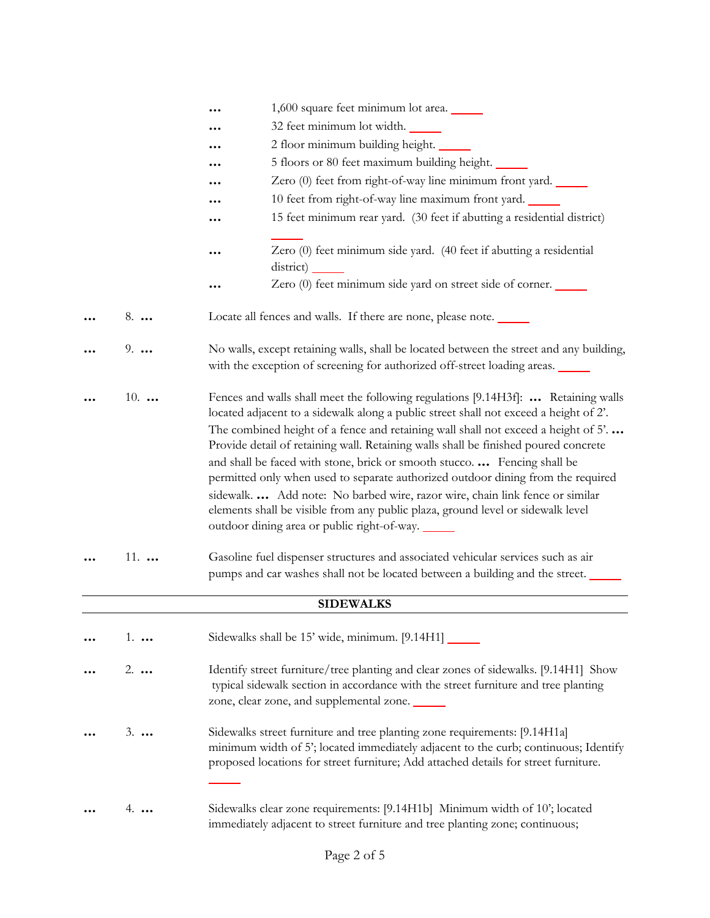- … 1,600 square feet minimum lot area. _____
- … 32 feet minimum lot width. _____
- … 2 floor minimum building height. _____
- … 5 floors or 80 feet maximum building height. _____
- … Zero (0) feet from right-of-way line minimum front yard. _____
- … 10 feet from right-of-way line maximum front yard. _____
- … 15 feet minimum rear yard. (30 feet if abutting a residential district) _____
- … Zero (0) feet minimum side yard. (40 feet if abutting a residential district) _____
- … Zero (0) feet minimum side yard on street side of corner. _____

… 8. … Locate all fences and walls. If there are none, please note. _____

… 9. … No walls, except retaining walls, shall be located between the street and any building, with the exception of screening for authorized off-street loading areas. _____

… 10. … Fences and walls shall meet the following regulations [9.14H3f]: … Retaining walls located adjacent to a sidewalk along a public street shall not exceed a height of 2'. The combined height of a fence and retaining wall shall not exceed a height of 5'. … Provide detail of retaining wall. Retaining walls shall be finished poured concrete and shall be faced with stone, brick or smooth stucco. … Fencing shall be permitted only when used to separate authorized outdoor dining from the required sidewalk. … Add note: No barbed wire, razor wire, chain link fence or similar elements shall be visible from any public plaza, ground level or sidewalk level outdoor dining area or public right-of-way. _____

… 11. … Gasoline fuel dispenser structures and associated vehicular services such as air pumps and car washes shall not be located between a building and the street. _____

## SIDEWALKS

… 1. … Sidewalks shall be 15' wide, minimum. [9.14H1] _____

… 2. … Identify street furniture/tree planting and clear zones of sidewalks. [9.14H1] Show typical sidewalk section in accordance with the street furniture and tree planting zone, clear zone, and supplemental zone. _____

… 3. … Sidewalks street furniture and tree planting zone requirements: [9.14H1a] minimum width of 5'; located immediately adjacent to the curb; continuous; Identify proposed locations for street furniture; Add attached details for street furniture. _____

… 4. … Sidewalks clear zone requirements: [9.14H1b] Minimum width of 10'; located immediately adjacent to street furniture and tree planting zone; continuous;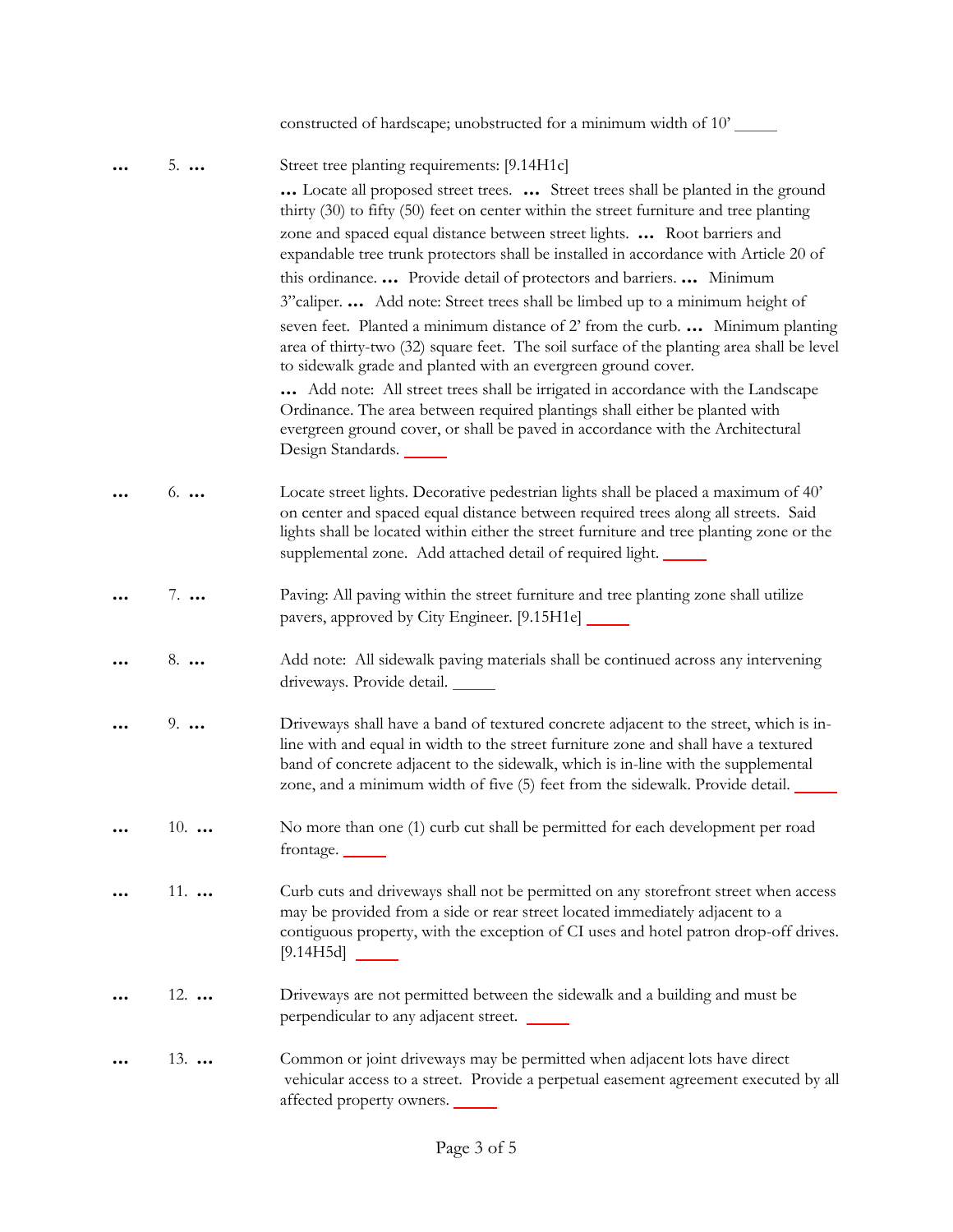constructed of hardscape; unobstructed for a minimum width of 10' _____

… 5. … Street tree planting requirements: [9.14H1c]

… Locate all proposed street trees. … Street trees shall be planted in the ground thirty (30) to fifty (50) feet on center within the street furniture and tree planting zone and spaced equal distance between street lights. … Root barriers and expandable tree trunk protectors shall be installed in accordance with Article 20 of this ordinance. … Provide detail of protectors and barriers. … Minimum 3"caliper. … Add note: Street trees shall be limbed up to a minimum height of seven feet. Planted a minimum distance of 2' from the curb. … Minimum planting area of thirty-two (32) square feet. The soil surface of the planting area shall be level to sidewalk grade and planted with an evergreen ground cover.

… Add note: All street trees shall be irrigated in accordance with the Landscape Ordinance. The area between required plantings shall either be planted with evergreen ground cover, or shall be paved in accordance with the Architectural Design Standards. _____

… 6. … Locate street lights. Decorative pedestrian lights shall be placed a maximum of 40' on center and spaced equal distance between required trees along all streets. Said lights shall be located within either the street furniture and tree planting zone or the supplemental zone. Add attached detail of required light. _____

… 7. … Paving: All paving within the street furniture and tree planting zone shall utilize pavers, approved by City Engineer. [9.15H1e] _____

… 8. … Add note: All sidewalk paving materials shall be continued across any intervening driveways. Provide detail. _____

… 9. … Driveways shall have a band of textured concrete adjacent to the street, which is in-line with and equal in width to the street furniture zone and shall have a textured band of concrete adjacent to the sidewalk, which is in-line with the supplemental zone, and a minimum width of five (5) feet from the sidewalk. Provide detail. _____

… 10. … No more than one (1) curb cut shall be permitted for each development per road frontage. _____

… 11. … Curb cuts and driveways shall not be permitted on any storefront street when access may be provided from a side or rear street located immediately adjacent to a contiguous property, with the exception of CI uses and hotel patron drop-off drives. [9.14H5d] _____

… 12. … Driveways are not permitted between the sidewalk and a building and must be perpendicular to any adjacent street. _____

… 13. … Common or joint driveways may be permitted when adjacent lots have direct vehicular access to a street. Provide a perpetual easement agreement executed by all affected property owners. _____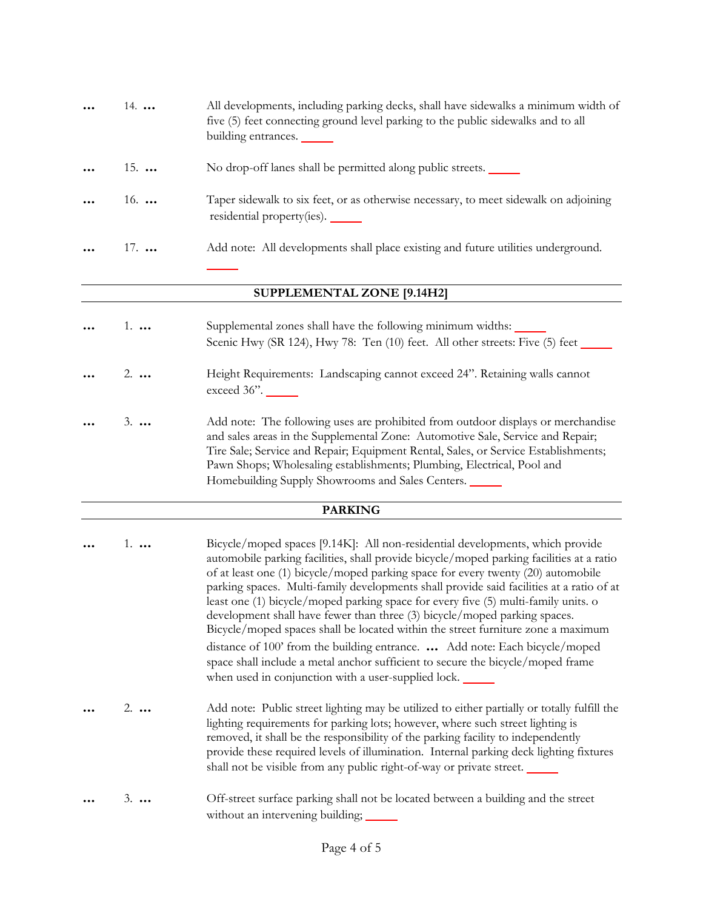… 14. … All developments, including parking decks, shall have sidewalks a minimum width of five (5) feet connecting ground level parking to the public sidewalks and to all building entrances. _____

… 15. … No drop-off lanes shall be permitted along public streets. _____

… 16. … Taper sidewalk to six feet, or as otherwise necessary, to meet sidewalk on adjoining residential property(ies). _____

… 17. … Add note: All developments shall place existing and future utilities underground. _____

## SUPPLEMENTAL ZONE [9.14H2]

… 1. … Supplemental zones shall have the following minimum widths: _____
Scenic Hwy (SR 124), Hwy 78: Ten (10) feet. All other streets: Five (5) feet _____

… 2. … Height Requirements: Landscaping cannot exceed 24". Retaining walls cannot exceed 36". _____

… 3. … Add note: The following uses are prohibited from outdoor displays or merchandise and sales areas in the Supplemental Zone: Automotive Sale, Service and Repair; Tire Sale; Service and Repair; Equipment Rental, Sales, or Service Establishments; Pawn Shops; Wholesaling establishments; Plumbing, Electrical, Pool and Homebuilding Supply Showrooms and Sales Centers. _____

## PARKING

… 1. … Bicycle/moped spaces [9.14K]: All non-residential developments, which provide automobile parking facilities, shall provide bicycle/moped parking facilities at a ratio of at least one (1) bicycle/moped parking space for every twenty (20) automobile parking spaces. Multi-family developments shall provide said facilities at a ratio of at least one (1) bicycle/moped parking space for every five (5) multi-family units. o development shall have fewer than three (3) bicycle/moped parking spaces. Bicycle/moped spaces shall be located within the street furniture zone a maximum distance of 100' from the building entrance. … Add note: Each bicycle/moped space shall include a metal anchor sufficient to secure the bicycle/moped frame when used in conjunction with a user-supplied lock. _____

… 2. … Add note: Public street lighting may be utilized to either partially or totally fulfill the lighting requirements for parking lots; however, where such street lighting is removed, it shall be the responsibility of the parking facility to independently provide these required levels of illumination. Internal parking deck lighting fixtures shall not be visible from any public right-of-way or private street. _____

… 3. … Off-street surface parking shall not be located between a building and the street without an intervening building; _____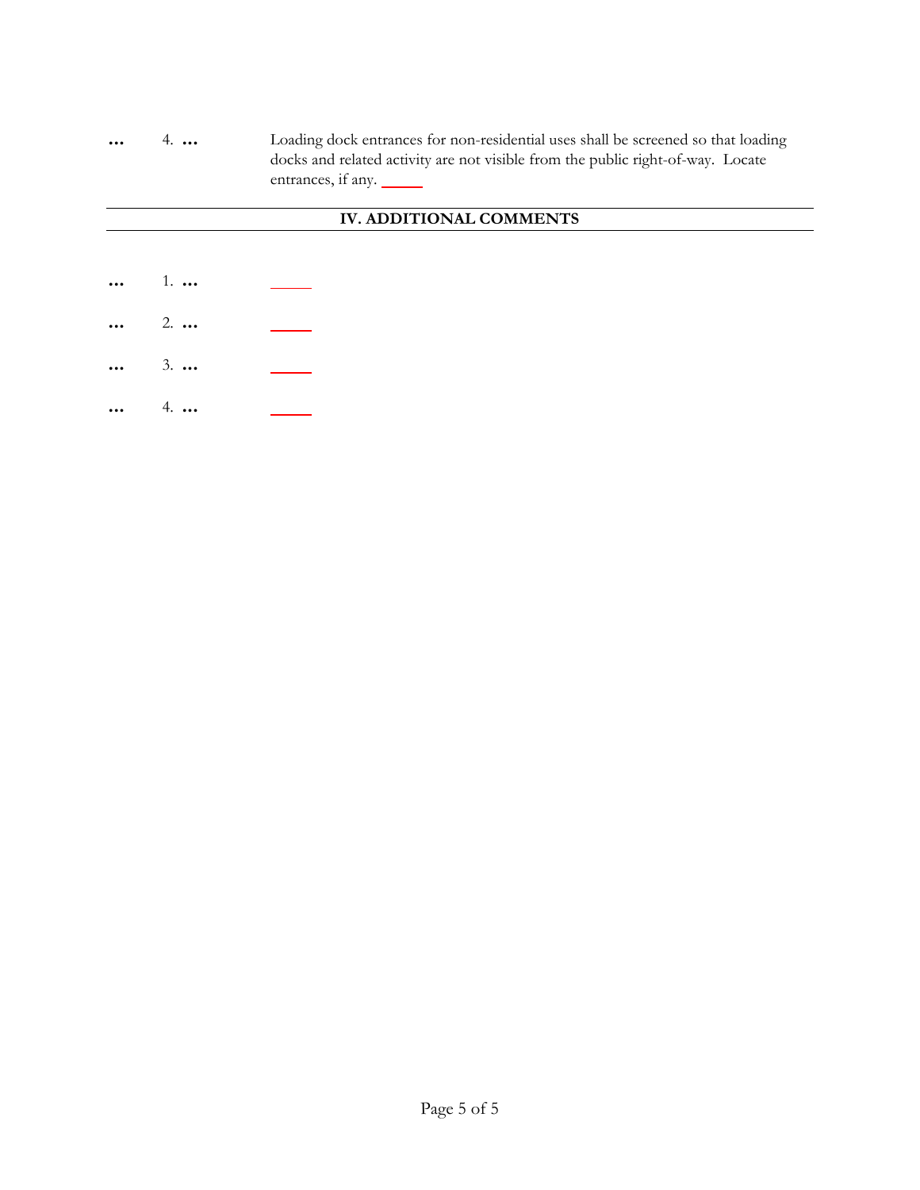… 4. … Loading dock entrances for non-residential uses shall be screened so that loading docks and related activity are not visible from the public right-of-way. Locate entrances, if any. _____

## IV. ADDITIONAL COMMENTS

… 1. … _____

… 2. … _____

… 3. … _____

… 4. … _____